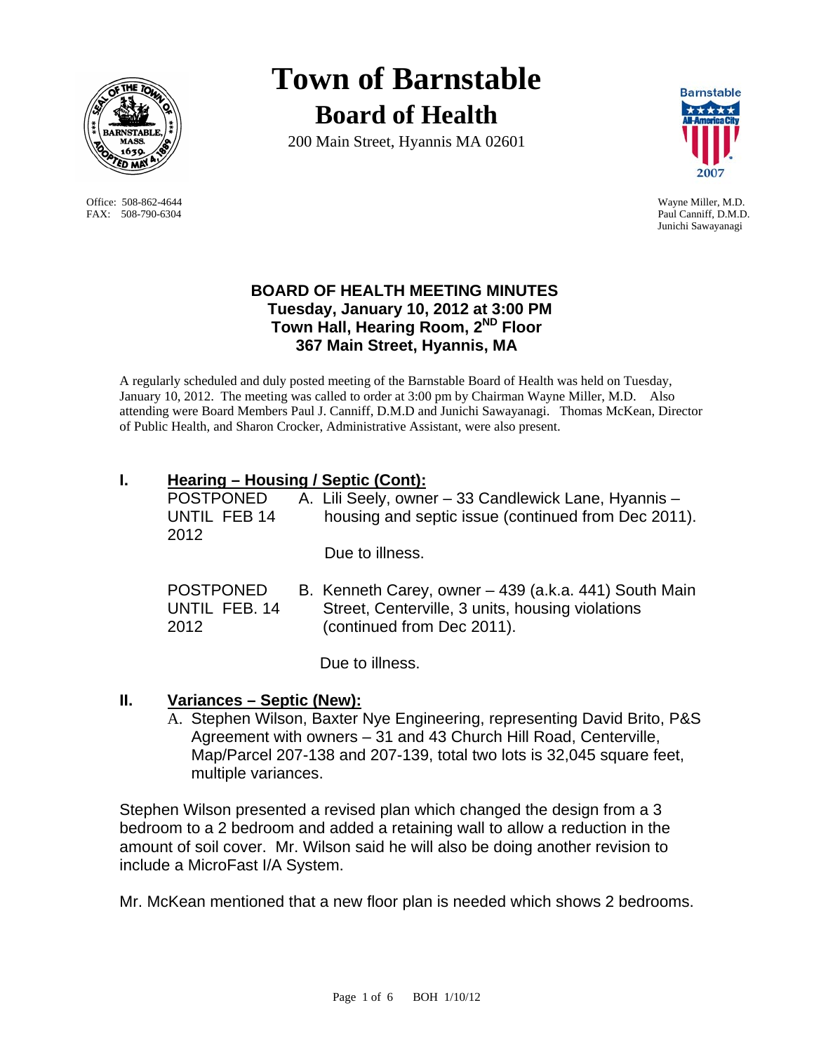# Town of Barnstable

## Board of Health

200 Main Street, Hyannis MA 02601

Office: 508-862-4644
FAX: 508-790-6304

Wayne Miller, M.D.
Paul Canniff, D.M.D.
Junichi Sawayanagi

### BOARD OF HEALTH MEETING MINUTES
**Tuesday, January 10, 2012 at 3:00 PM**
**Town Hall, Hearing Room, 2ND Floor**
**367 Main Street, Hyannis, MA**

A regularly scheduled and duly posted meeting of the Barnstable Board of Health was held on Tuesday, January 10, 2012. The meeting was called to order at 3:00 pm by Chairman Wayne Miller, M.D. Also attending were Board Members Paul J. Canniff, D.M.D and Junichi Sawayanagi. Thomas McKean, Director of Public Health, and Sharon Crocker, Administrative Assistant, were also present.

## I. Hearing – Housing / Septic (Cont):

POSTPONED UNTIL FEB 14 2012 — A. Lili Seely, owner – 33 Candlewick Lane, Hyannis – housing and septic issue (continued from Dec 2011).

Due to illness.

POSTPONED UNTIL FEB. 14 2012 — B. Kenneth Carey, owner – 439 (a.k.a. 441) South Main Street, Centerville, 3 units, housing violations (continued from Dec 2011).

Due to illness.

## II. Variances – Septic (New):

A. Stephen Wilson, Baxter Nye Engineering, representing David Brito, P&S Agreement with owners – 31 and 43 Church Hill Road, Centerville, Map/Parcel 207-138 and 207-139, total two lots is 32,045 square feet, multiple variances.

Stephen Wilson presented a revised plan which changed the design from a 3 bedroom to a 2 bedroom and added a retaining wall to allow a reduction in the amount of soil cover. Mr. Wilson said he will also be doing another revision to include a MicroFast I/A System.

Mr. McKean mentioned that a new floor plan is needed which shows 2 bedrooms.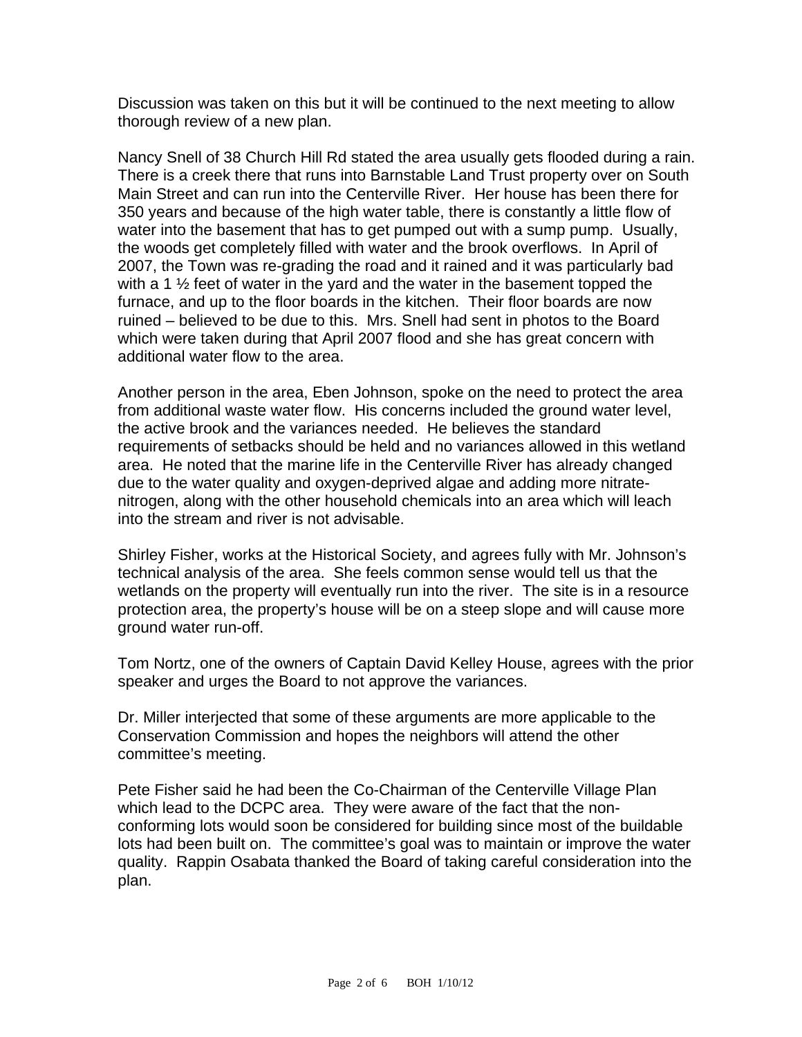Discussion was taken on this but it will be continued to the next meeting to allow thorough review of a new plan.

Nancy Snell of 38 Church Hill Rd stated the area usually gets flooded during a rain. There is a creek there that runs into Barnstable Land Trust property over on South Main Street and can run into the Centerville River. Her house has been there for 350 years and because of the high water table, there is constantly a little flow of water into the basement that has to get pumped out with a sump pump. Usually, the woods get completely filled with water and the brook overflows. In April of 2007, the Town was re-grading the road and it rained and it was particularly bad with a 1 ½ feet of water in the yard and the water in the basement topped the furnace, and up to the floor boards in the kitchen. Their floor boards are now ruined – believed to be due to this. Mrs. Snell had sent in photos to the Board which were taken during that April 2007 flood and she has great concern with additional water flow to the area.

Another person in the area, Eben Johnson, spoke on the need to protect the area from additional waste water flow. His concerns included the ground water level, the active brook and the variances needed. He believes the standard requirements of setbacks should be held and no variances allowed in this wetland area. He noted that the marine life in the Centerville River has already changed due to the water quality and oxygen-deprived algae and adding more nitrate-nitrogen, along with the other household chemicals into an area which will leach into the stream and river is not advisable.

Shirley Fisher, works at the Historical Society, and agrees fully with Mr. Johnson's technical analysis of the area. She feels common sense would tell us that the wetlands on the property will eventually run into the river. The site is in a resource protection area, the property's house will be on a steep slope and will cause more ground water run-off.

Tom Nortz, one of the owners of Captain David Kelley House, agrees with the prior speaker and urges the Board to not approve the variances.

Dr. Miller interjected that some of these arguments are more applicable to the Conservation Commission and hopes the neighbors will attend the other committee's meeting.

Pete Fisher said he had been the Co-Chairman of the Centerville Village Plan which lead to the DCPC area. They were aware of the fact that the non-conforming lots would soon be considered for building since most of the buildable lots had been built on. The committee's goal was to maintain or improve the water quality. Rappin Osabata thanked the Board of taking careful consideration into the plan.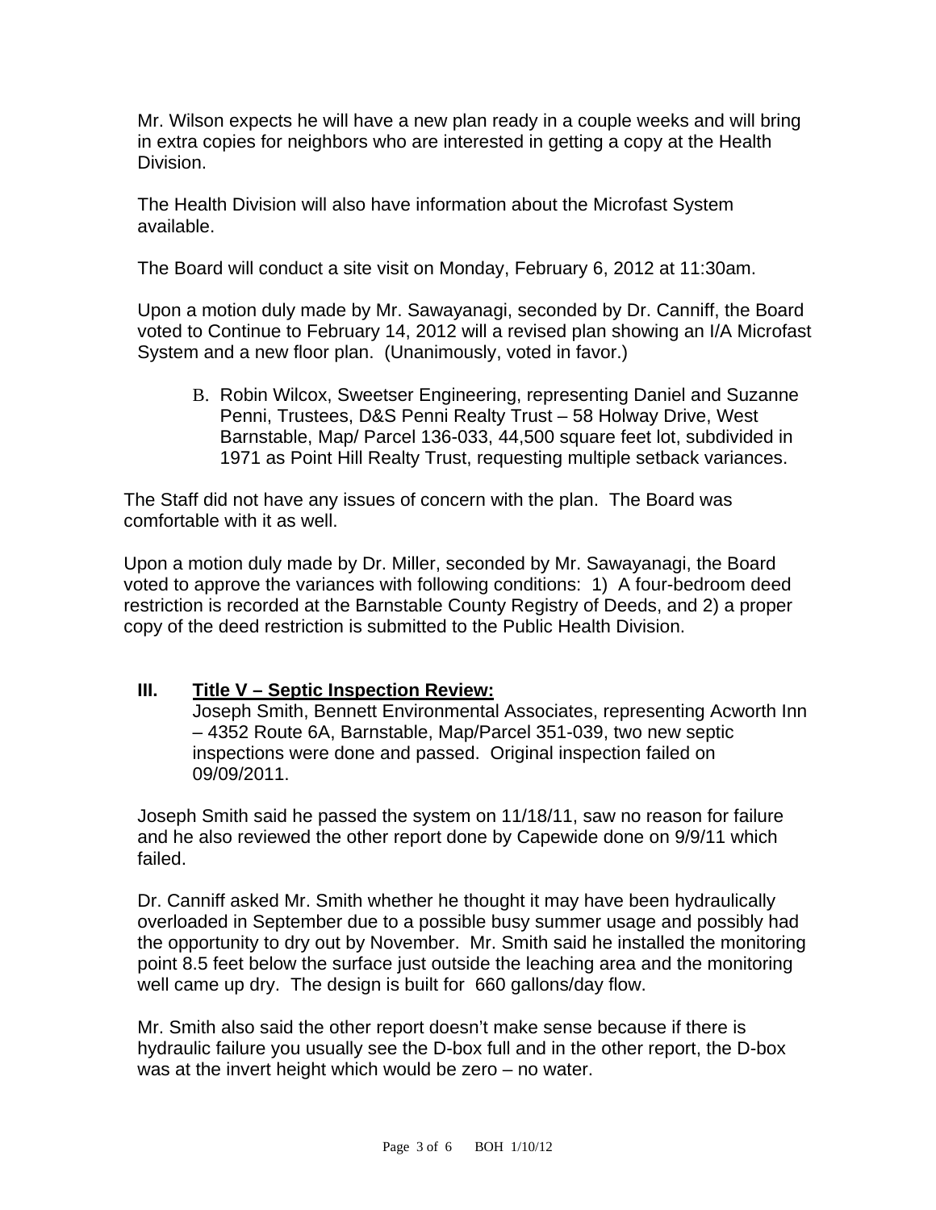Mr. Wilson expects he will have a new plan ready in a couple weeks and will bring in extra copies for neighbors who are interested in getting a copy at the Health Division.

The Health Division will also have information about the Microfast System available.

The Board will conduct a site visit on Monday, February 6, 2012 at 11:30am.

Upon a motion duly made by Mr. Sawayanagi, seconded by Dr. Canniff, the Board voted to Continue to February 14, 2012 will a revised plan showing an I/A Microfast System and a new floor plan. (Unanimously, voted in favor.)

B. Robin Wilcox, Sweetser Engineering, representing Daniel and Suzanne Penni, Trustees, D&S Penni Realty Trust – 58 Holway Drive, West Barnstable, Map/ Parcel 136-033, 44,500 square feet lot, subdivided in 1971 as Point Hill Realty Trust, requesting multiple setback variances.

The Staff did not have any issues of concern with the plan. The Board was comfortable with it as well.

Upon a motion duly made by Dr. Miller, seconded by Mr. Sawayanagi, the Board voted to approve the variances with following conditions: 1) A four-bedroom deed restriction is recorded at the Barnstable County Registry of Deeds, and 2) a proper copy of the deed restriction is submitted to the Public Health Division.

## III. <u>Title V – Septic Inspection Review:</u>

Joseph Smith, Bennett Environmental Associates, representing Acworth Inn – 4352 Route 6A, Barnstable, Map/Parcel 351-039, two new septic inspections were done and passed. Original inspection failed on 09/09/2011.

Joseph Smith said he passed the system on 11/18/11, saw no reason for failure and he also reviewed the other report done by Capewide done on 9/9/11 which failed.

Dr. Canniff asked Mr. Smith whether he thought it may have been hydraulically overloaded in September due to a possible busy summer usage and possibly had the opportunity to dry out by November. Mr. Smith said he installed the monitoring point 8.5 feet below the surface just outside the leaching area and the monitoring well came up dry. The design is built for 660 gallons/day flow.

Mr. Smith also said the other report doesn't make sense because if there is hydraulic failure you usually see the D-box full and in the other report, the D-box was at the invert height which would be zero – no water.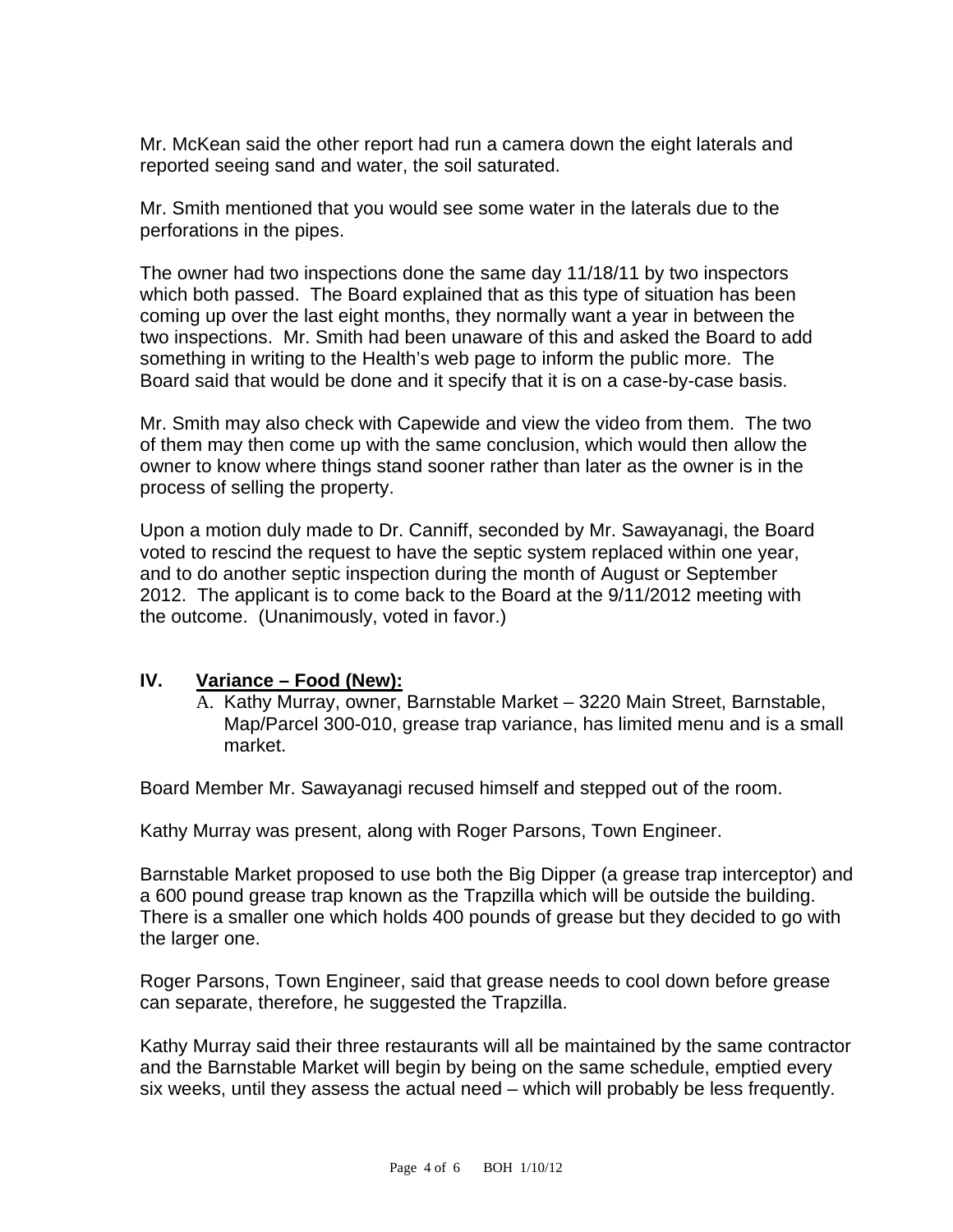Mr. McKean said the other report had run a camera down the eight laterals and reported seeing sand and water, the soil saturated.

Mr. Smith mentioned that you would see some water in the laterals due to the perforations in the pipes.

The owner had two inspections done the same day 11/18/11 by two inspectors which both passed. The Board explained that as this type of situation has been coming up over the last eight months, they normally want a year in between the two inspections. Mr. Smith had been unaware of this and asked the Board to add something in writing to the Health's web page to inform the public more. The Board said that would be done and it specify that it is on a case-by-case basis.

Mr. Smith may also check with Capewide and view the video from them. The two of them may then come up with the same conclusion, which would then allow the owner to know where things stand sooner rather than later as the owner is in the process of selling the property.

Upon a motion duly made to Dr. Canniff, seconded by Mr. Sawayanagi, the Board voted to rescind the request to have the septic system replaced within one year, and to do another septic inspection during the month of August or September 2012. The applicant is to come back to the Board at the 9/11/2012 meeting with the outcome. (Unanimously, voted in favor.)

## IV. Variance – Food (New):

A. Kathy Murray, owner, Barnstable Market – 3220 Main Street, Barnstable, Map/Parcel 300-010, grease trap variance, has limited menu and is a small market.

Board Member Mr. Sawayanagi recused himself and stepped out of the room.

Kathy Murray was present, along with Roger Parsons, Town Engineer.

Barnstable Market proposed to use both the Big Dipper (a grease trap interceptor) and a 600 pound grease trap known as the Trapzilla which will be outside the building. There is a smaller one which holds 400 pounds of grease but they decided to go with the larger one.

Roger Parsons, Town Engineer, said that grease needs to cool down before grease can separate, therefore, he suggested the Trapzilla.

Kathy Murray said their three restaurants will all be maintained by the same contractor and the Barnstable Market will begin by being on the same schedule, emptied every six weeks, until they assess the actual need – which will probably be less frequently.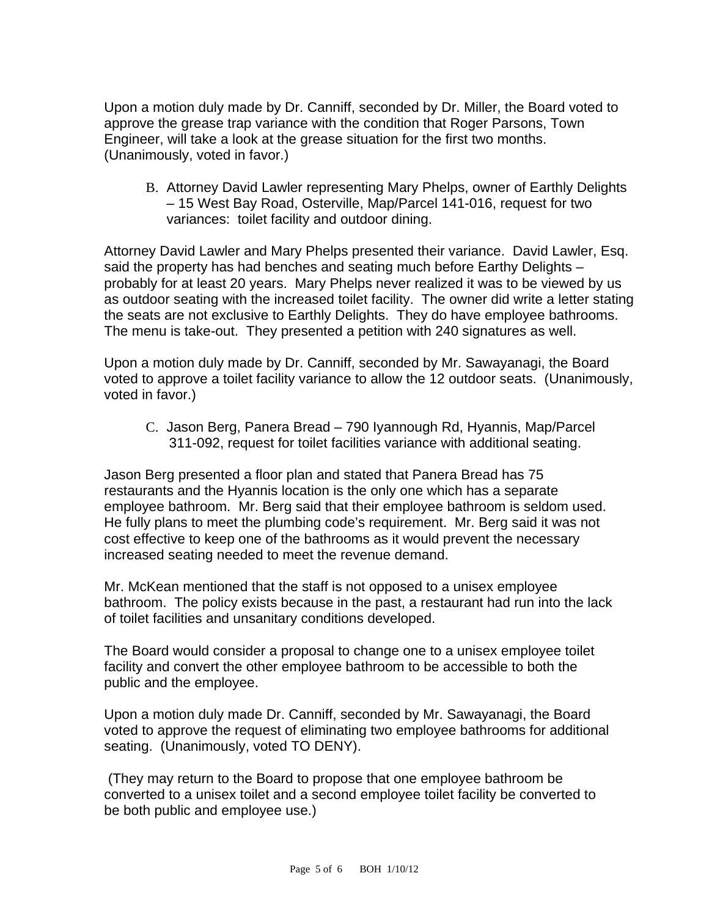Upon a motion duly made by Dr. Canniff, seconded by Dr. Miller, the Board voted to approve the grease trap variance with the condition that Roger Parsons, Town Engineer, will take a look at the grease situation for the first two months. (Unanimously, voted in favor.)

B. Attorney David Lawler representing Mary Phelps, owner of Earthly Delights – 15 West Bay Road, Osterville, Map/Parcel 141-016, request for two variances: toilet facility and outdoor dining.

Attorney David Lawler and Mary Phelps presented their variance. David Lawler, Esq. said the property has had benches and seating much before Earthy Delights – probably for at least 20 years. Mary Phelps never realized it was to be viewed by us as outdoor seating with the increased toilet facility. The owner did write a letter stating the seats are not exclusive to Earthly Delights. They do have employee bathrooms. The menu is take-out. They presented a petition with 240 signatures as well.

Upon a motion duly made by Dr. Canniff, seconded by Mr. Sawayanagi, the Board voted to approve a toilet facility variance to allow the 12 outdoor seats. (Unanimously, voted in favor.)

C. Jason Berg, Panera Bread – 790 Iyannough Rd, Hyannis, Map/Parcel 311-092, request for toilet facilities variance with additional seating.

Jason Berg presented a floor plan and stated that Panera Bread has 75 restaurants and the Hyannis location is the only one which has a separate employee bathroom. Mr. Berg said that their employee bathroom is seldom used. He fully plans to meet the plumbing code's requirement. Mr. Berg said it was not cost effective to keep one of the bathrooms as it would prevent the necessary increased seating needed to meet the revenue demand.

Mr. McKean mentioned that the staff is not opposed to a unisex employee bathroom. The policy exists because in the past, a restaurant had run into the lack of toilet facilities and unsanitary conditions developed.

The Board would consider a proposal to change one to a unisex employee toilet facility and convert the other employee bathroom to be accessible to both the public and the employee.

Upon a motion duly made Dr. Canniff, seconded by Mr. Sawayanagi, the Board voted to approve the request of eliminating two employee bathrooms for additional seating. (Unanimously, voted TO DENY).

(They may return to the Board to propose that one employee bathroom be converted to a unisex toilet and a second employee toilet facility be converted to be both public and employee use.)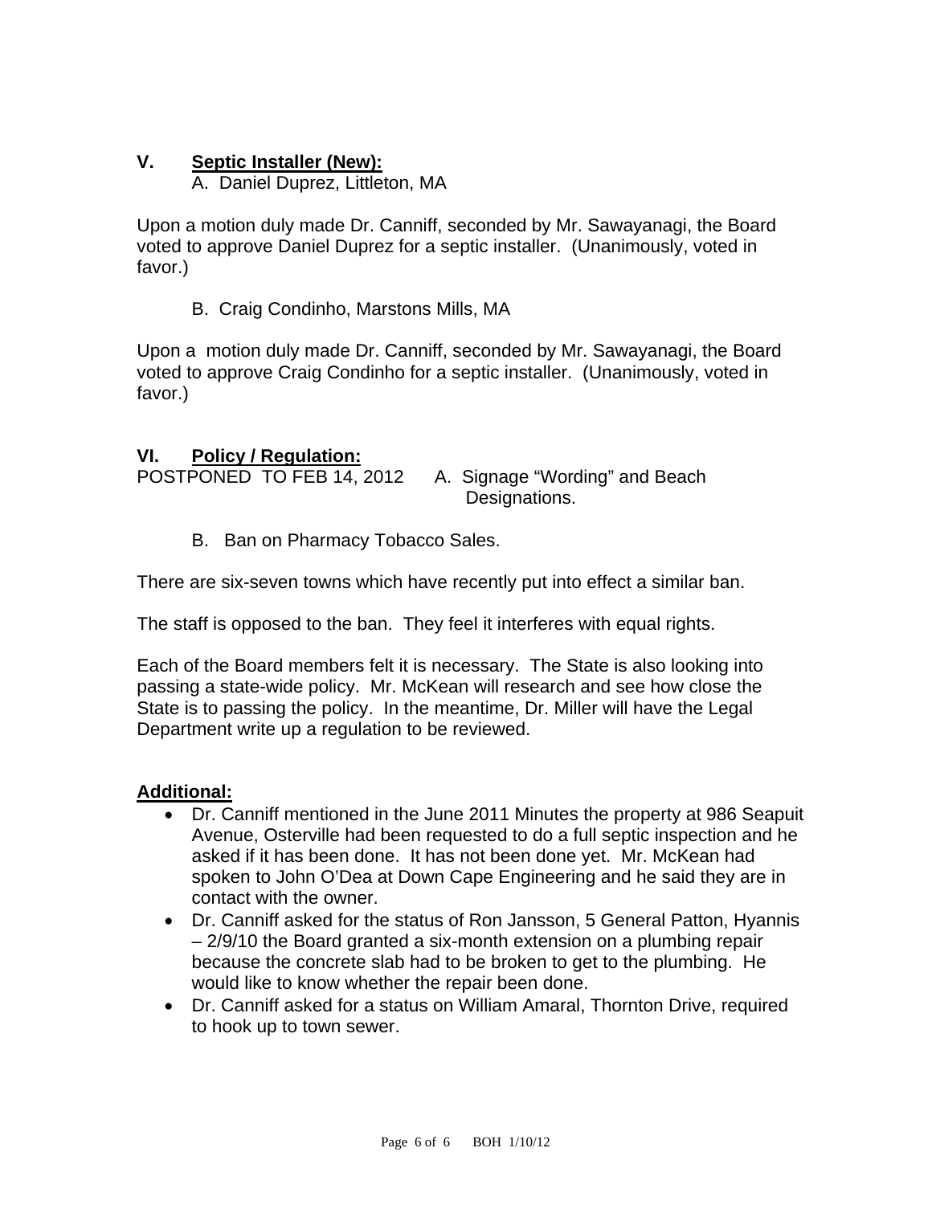## V. Septic Installer (New):

A. Daniel Duprez, Littleton, MA

Upon a motion duly made Dr. Canniff, seconded by Mr. Sawayanagi, the Board voted to approve Daniel Duprez for a septic installer. (Unanimously, voted in favor.)

B. Craig Condinho, Marstons Mills, MA

Upon a motion duly made Dr. Canniff, seconded by Mr. Sawayanagi, the Board voted to approve Craig Condinho for a septic installer. (Unanimously, voted in favor.)

## VI. Policy / Regulation:

POSTPONED TO FEB 14, 2012 A. Signage "Wording" and Beach Designations.

B. Ban on Pharmacy Tobacco Sales.

There are six-seven towns which have recently put into effect a similar ban.

The staff is opposed to the ban. They feel it interferes with equal rights.

Each of the Board members felt it is necessary. The State is also looking into passing a state-wide policy. Mr. McKean will research and see how close the State is to passing the policy. In the meantime, Dr. Miller will have the Legal Department write up a regulation to be reviewed.

**Additional:**

- Dr. Canniff mentioned in the June 2011 Minutes the property at 986 Seapuit Avenue, Osterville had been requested to do a full septic inspection and he asked if it has been done. It has not been done yet. Mr. McKean had spoken to John O'Dea at Down Cape Engineering and he said they are in contact with the owner.
- Dr. Canniff asked for the status of Ron Jansson, 5 General Patton, Hyannis – 2/9/10 the Board granted a six-month extension on a plumbing repair because the concrete slab had to be broken to get to the plumbing. He would like to know whether the repair been done.
- Dr. Canniff asked for a status on William Amaral, Thornton Drive, required to hook up to town sewer.